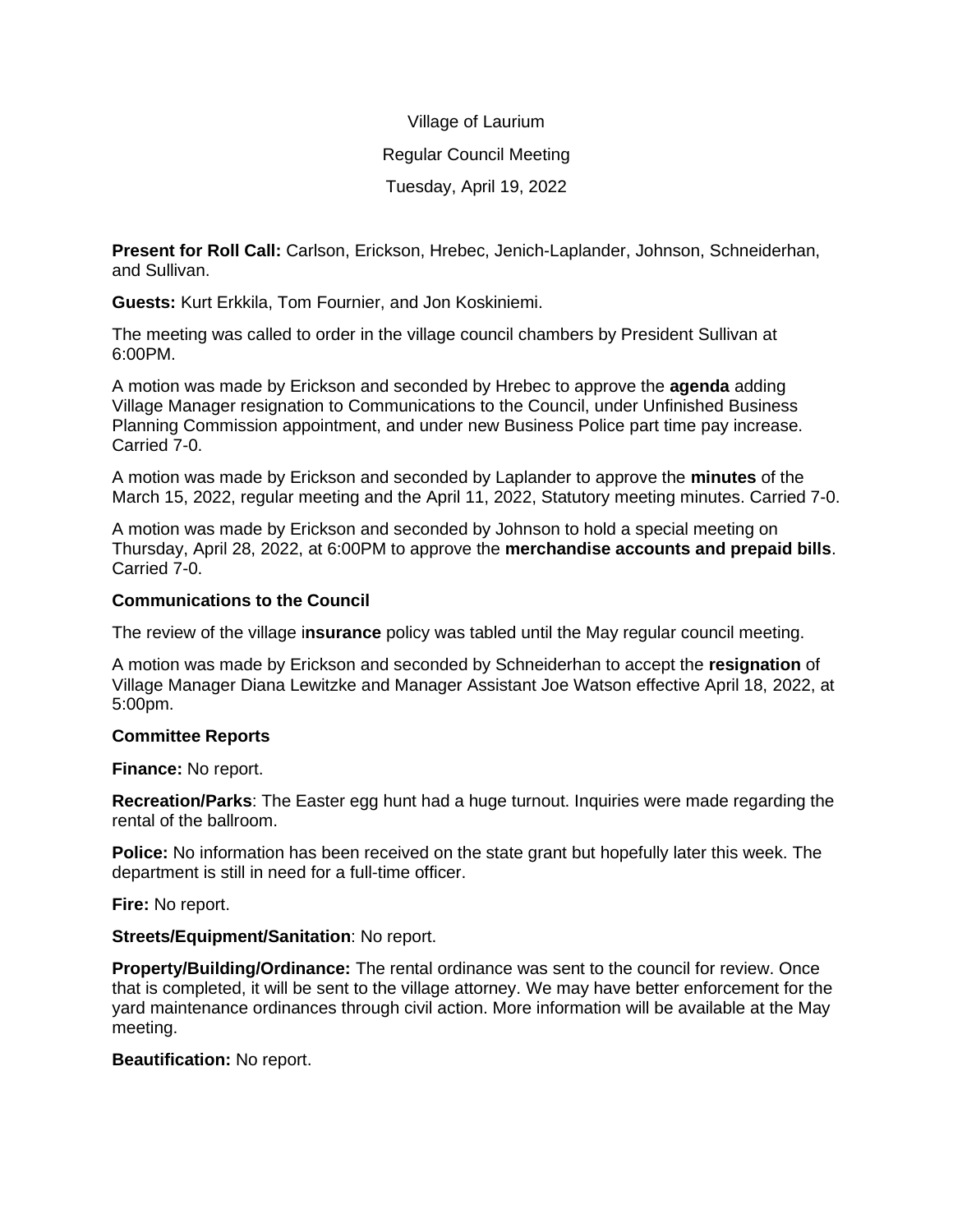Village of Laurium

Regular Council Meeting

Tuesday, April 19, 2022

**Present for Roll Call:** Carlson, Erickson, Hrebec, Jenich-Laplander, Johnson, Schneiderhan, and Sullivan.

**Guests:** Kurt Erkkila, Tom Fournier, and Jon Koskiniemi.

The meeting was called to order in the village council chambers by President Sullivan at 6:00PM.

A motion was made by Erickson and seconded by Hrebec to approve the **agenda** adding Village Manager resignation to Communications to the Council, under Unfinished Business Planning Commission appointment, and under new Business Police part time pay increase. Carried 7-0.

A motion was made by Erickson and seconded by Laplander to approve the **minutes** of the March 15, 2022, regular meeting and the April 11, 2022, Statutory meeting minutes. Carried 7-0.

A motion was made by Erickson and seconded by Johnson to hold a special meeting on Thursday, April 28, 2022, at 6:00PM to approve the **merchandise accounts and prepaid bills**. Carried 7-0.

**Communications to the Council**

The review of the village i**nsurance** policy was tabled until the May regular council meeting.

A motion was made by Erickson and seconded by Schneiderhan to accept the **resignation** of Village Manager Diana Lewitzke and Manager Assistant Joe Watson effective April 18, 2022, at 5:00pm.

**Committee Reports**

**Finance:** No report.

**Recreation/Parks**: The Easter egg hunt had a huge turnout. Inquiries were made regarding the rental of the ballroom.

**Police:** No information has been received on the state grant but hopefully later this week. The department is still in need for a full-time officer.

**Fire:** No report.

**Streets/Equipment/Sanitation**: No report.

**Property/Building/Ordinance:** The rental ordinance was sent to the council for review. Once that is completed, it will be sent to the village attorney. We may have better enforcement for the yard maintenance ordinances through civil action. More information will be available at the May meeting.

**Beautification:** No report.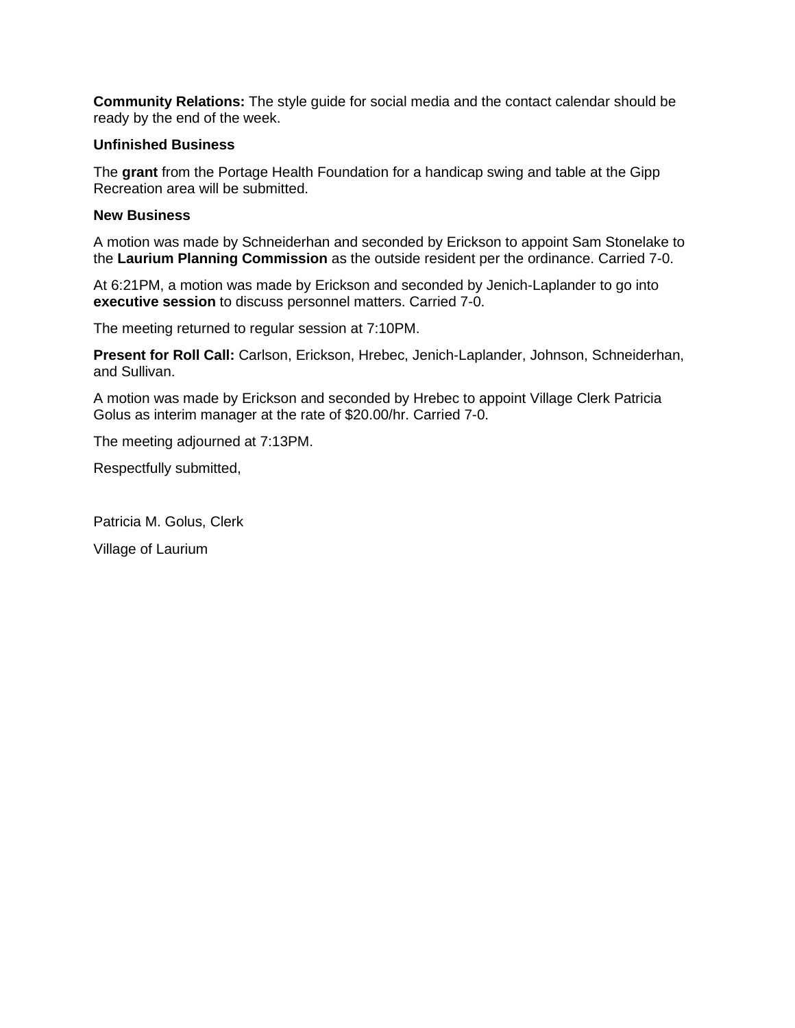**Community Relations:** The style guide for social media and the contact calendar should be ready by the end of the week.

**Unfinished Business**

The **grant** from the Portage Health Foundation for a handicap swing and table at the Gipp Recreation area will be submitted.

**New Business**

A motion was made by Schneiderhan and seconded by Erickson to appoint Sam Stonelake to the **Laurium Planning Commission** as the outside resident per the ordinance. Carried 7-0.

At 6:21PM, a motion was made by Erickson and seconded by Jenich-Laplander to go into **executive session** to discuss personnel matters. Carried 7-0.

The meeting returned to regular session at 7:10PM.

**Present for Roll Call:** Carlson, Erickson, Hrebec, Jenich-Laplander, Johnson, Schneiderhan, and Sullivan.

A motion was made by Erickson and seconded by Hrebec to appoint Village Clerk Patricia Golus as interim manager at the rate of $20.00/hr. Carried 7-0.

The meeting adjourned at 7:13PM.

Respectfully submitted,

Patricia M. Golus, Clerk

Village of Laurium